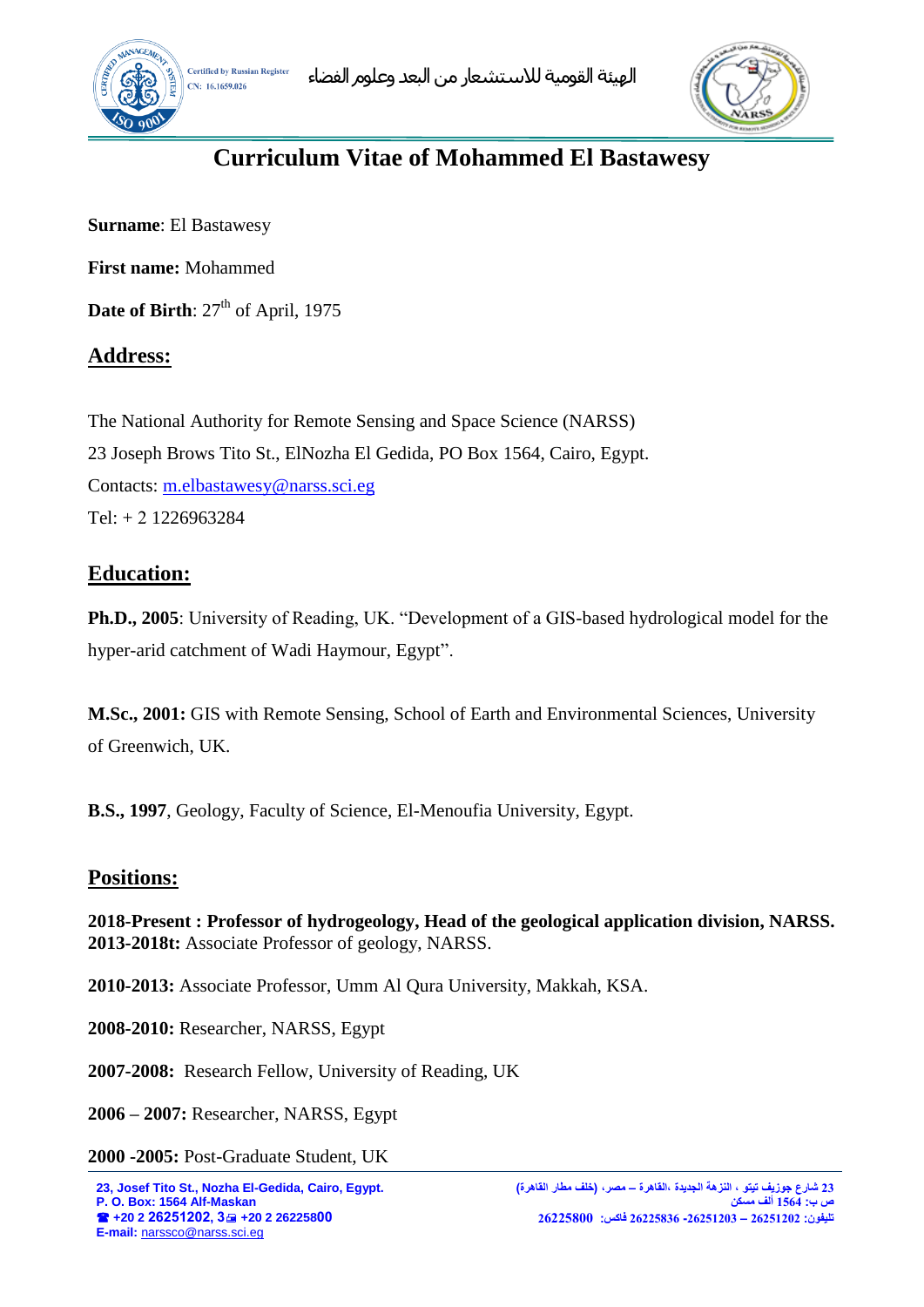# Curriculum Vitae of Mohammed El Bastawesy

**Surname**: El Bastawesy

**First name:** Mohammed

**Date of Birth**: 27th of April, 1975

## Address:

The National Authority for Remote Sensing and Space Science (NARSS)
23 Joseph Brows Tito St., ElNozha El Gedida, PO Box 1564, Cairo, Egypt.
Contacts: m.elbastawesy@narss.sci.eg
Tel: + 2 1226963284

## Education:

**Ph.D., 2005**: University of Reading, UK. "Development of a GIS-based hydrological model for the hyper-arid catchment of Wadi Haymour, Egypt".

**M.Sc., 2001:** GIS with Remote Sensing, School of Earth and Environmental Sciences, University of Greenwich, UK.

**B.S., 1997**, Geology, Faculty of Science, El-Menoufia University, Egypt.

## Positions:

**2018-Present : Professor of hydrogeology, Head of the geological application division, NARSS.**
**2013-2018t:** Associate Professor of geology, NARSS.

**2010-2013:** Associate Professor, Umm Al Qura University, Makkah, KSA.

**2008-2010:** Researcher, NARSS, Egypt

**2007-2008:** Research Fellow, University of Reading, UK

**2006 – 2007:** Researcher, NARSS, Egypt

**2000 -2005:** Post-Graduate Student, UK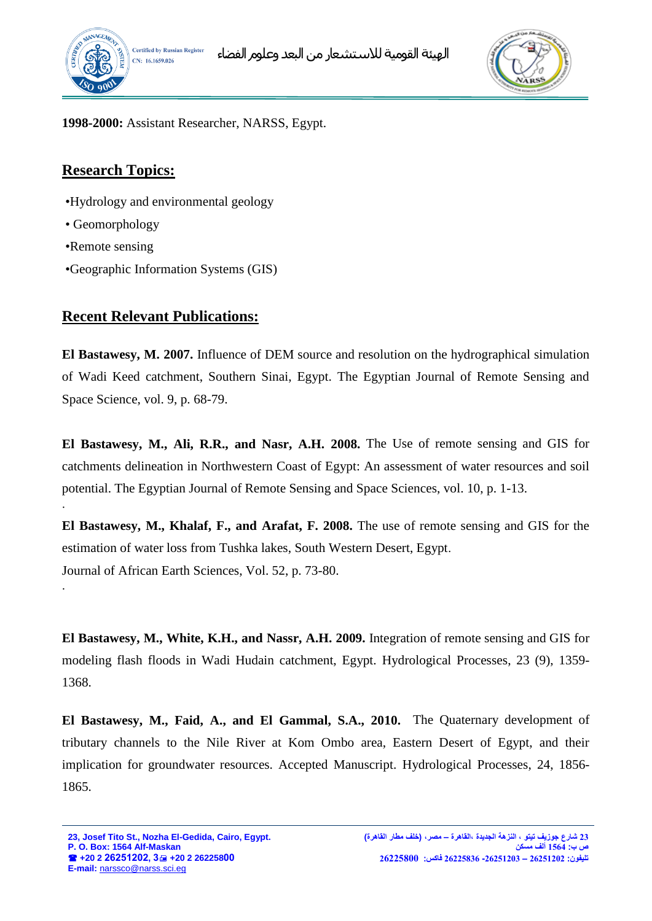**1998-2000:** Assistant Researcher, NARSS, Egypt.

## Research Topics:

- Hydrology and environmental geology
- Geomorphology
- Remote sensing
- Geographic Information Systems (GIS)

## Recent Relevant Publications:

**El Bastawesy, M. 2007.** Influence of DEM source and resolution on the hydrographical simulation of Wadi Keed catchment, Southern Sinai, Egypt. The Egyptian Journal of Remote Sensing and Space Science, vol. 9, p. 68-79.

**El Bastawesy, M., Ali, R.R., and Nasr, A.H. 2008.** The Use of remote sensing and GIS for catchments delineation in Northwestern Coast of Egypt: An assessment of water resources and soil potential. The Egyptian Journal of Remote Sensing and Space Sciences, vol. 10, p. 1-13.

**El Bastawesy, M., Khalaf, F., and Arafat, F. 2008.** The use of remote sensing and GIS for the estimation of water loss from Tushka lakes, South Western Desert, Egypt. Journal of African Earth Sciences, Vol. 52, p. 73-80.

**El Bastawesy, M., White, K.H., and Nassr, A.H. 2009.** Integration of remote sensing and GIS for modeling flash floods in Wadi Hudain catchment, Egypt. Hydrological Processes, 23 (9), 1359-1368.

**El Bastawesy, M., Faid, A., and El Gammal, S.A., 2010.** The Quaternary development of tributary channels to the Nile River at Kom Ombo area, Eastern Desert of Egypt, and their implication for groundwater resources. Accepted Manuscript. Hydrological Processes, 24, 1856-1865.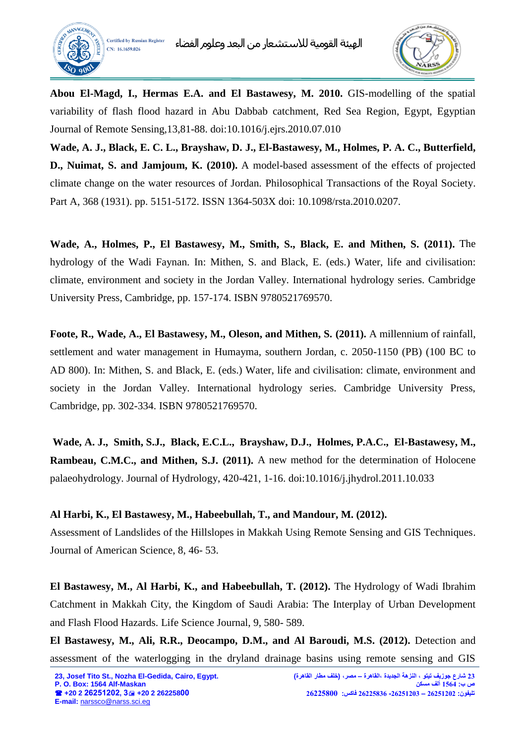**Abou El-Magd, I., Hermas E.A. and El Bastawesy, M. 2010.** GIS-modelling of the spatial variability of flash flood hazard in Abu Dabbab catchment, Red Sea Region, Egypt, Egyptian Journal of Remote Sensing,13,81-88. doi:10.1016/j.ejrs.2010.07.010

**Wade, A. J., Black, E. C. L., Brayshaw, D. J., El-Bastawesy, M., Holmes, P. A. C., Butterfield, D., Nuimat, S. and Jamjoum, K. (2010).** A model-based assessment of the effects of projected climate change on the water resources of Jordan. Philosophical Transactions of the Royal Society. Part A, 368 (1931). pp. 5151-5172. ISSN 1364-503X doi: 10.1098/rsta.2010.0207.

**Wade, A., Holmes, P., El Bastawesy, M., Smith, S., Black, E. and Mithen, S. (2011).** The hydrology of the Wadi Faynan. In: Mithen, S. and Black, E. (eds.) Water, life and civilisation: climate, environment and society in the Jordan Valley. International hydrology series. Cambridge University Press, Cambridge, pp. 157-174. ISBN 9780521769570.

**Foote, R., Wade, A., El Bastawesy, M., Oleson, and Mithen, S. (2011).** A millennium of rainfall, settlement and water management in Humayma, southern Jordan, c. 2050-1150 (PB) (100 BC to AD 800). In: Mithen, S. and Black, E. (eds.) Water, life and civilisation: climate, environment and society in the Jordan Valley. International hydrology series. Cambridge University Press, Cambridge, pp. 302-334. ISBN 9780521769570.

**Wade, A. J., Smith, S.J., Black, E.C.L., Brayshaw, D.J., Holmes, P.A.C., El-Bastawesy, M., Rambeau, C.M.C., and Mithen, S.J. (2011).** A new method for the determination of Holocene palaeohydrology. Journal of Hydrology, 420-421, 1-16. doi:10.1016/j.jhydrol.2011.10.033

**Al Harbi, K., El Bastawesy, M., Habeebullah, T., and Mandour, M. (2012).**
Assessment of Landslides of the Hillslopes in Makkah Using Remote Sensing and GIS Techniques. Journal of American Science, 8, 46- 53.

**El Bastawesy, M., Al Harbi, K., and Habeebullah, T. (2012).** The Hydrology of Wadi Ibrahim Catchment in Makkah City, the Kingdom of Saudi Arabia: The Interplay of Urban Development and Flash Flood Hazards. Life Science Journal, 9, 580- 589.

**El Bastawesy, M., Ali, R.R., Deocampo, D.M., and Al Baroudi, M.S. (2012).** Detection and assessment of the waterlogging in the dryland drainage basins using remote sensing and GIS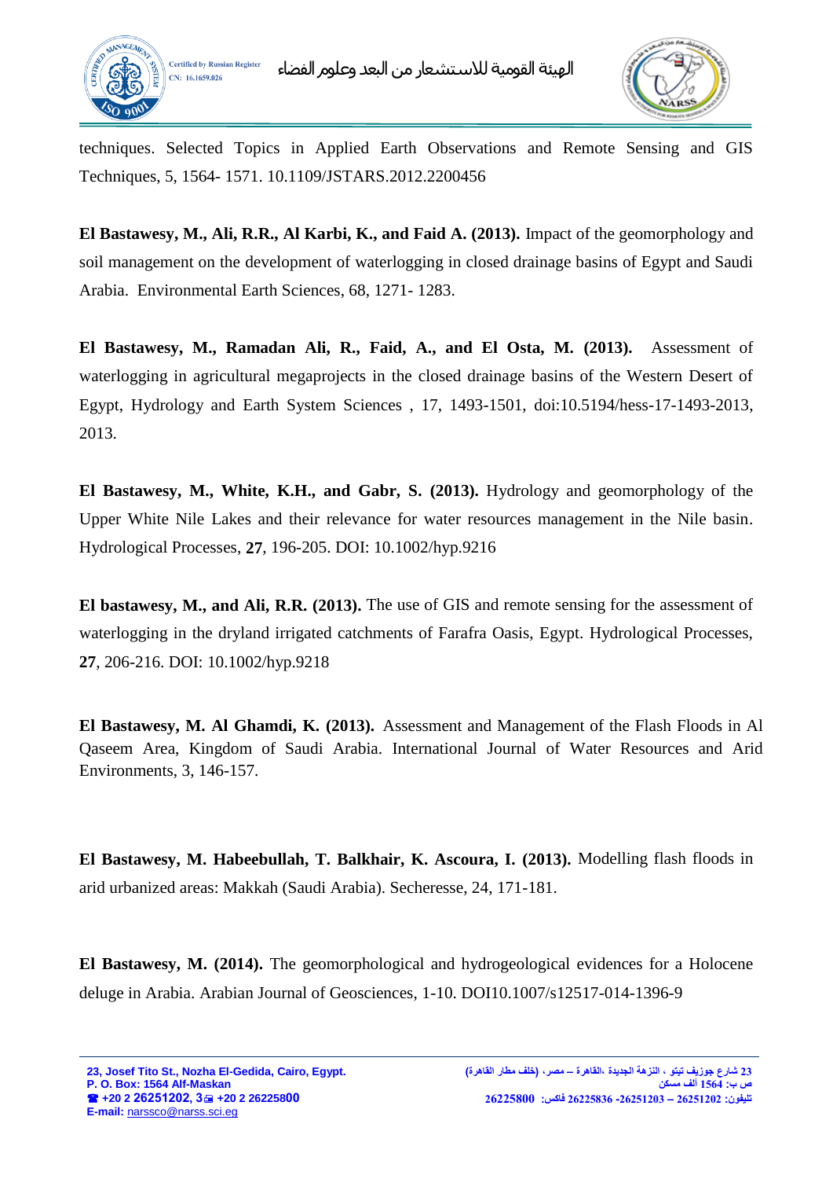techniques. Selected Topics in Applied Earth Observations and Remote Sensing and GIS Techniques, 5, 1564- 1571. 10.1109/JSTARS.2012.2200456

**El Bastawesy, M., Ali, R.R., Al Karbi, K., and Faid A. (2013).** Impact of the geomorphology and soil management on the development of waterlogging in closed drainage basins of Egypt and Saudi Arabia. Environmental Earth Sciences, 68, 1271- 1283.

**El Bastawesy, M., Ramadan Ali, R., Faid, A., and El Osta, M. (2013).** Assessment of waterlogging in agricultural megaprojects in the closed drainage basins of the Western Desert of Egypt, Hydrology and Earth System Sciences , 17, 1493-1501, doi:10.5194/hess-17-1493-2013, 2013.

**El Bastawesy, M., White, K.H., and Gabr, S. (2013).** Hydrology and geomorphology of the Upper White Nile Lakes and their relevance for water resources management in the Nile basin. Hydrological Processes, **27**, 196-205. DOI: 10.1002/hyp.9216

**El bastawesy, M., and Ali, R.R. (2013).** The use of GIS and remote sensing for the assessment of waterlogging in the dryland irrigated catchments of Farafra Oasis, Egypt. Hydrological Processes, **27**, 206-216. DOI: 10.1002/hyp.9218

**El Bastawesy, M. Al Ghamdi, K. (2013).** Assessment and Management of the Flash Floods in Al Qaseem Area, Kingdom of Saudi Arabia. International Journal of Water Resources and Arid Environments, 3, 146-157.

**El Bastawesy, M. Habeebullah, T. Balkhair, K. Ascoura, I. (2013).** Modelling flash floods in arid urbanized areas: Makkah (Saudi Arabia). Secheresse, 24, 171-181.

**El Bastawesy, M. (2014).** The geomorphological and hydrogeological evidences for a Holocene deluge in Arabia. Arabian Journal of Geosciences, 1-10. DOI10.1007/s12517-014-1396-9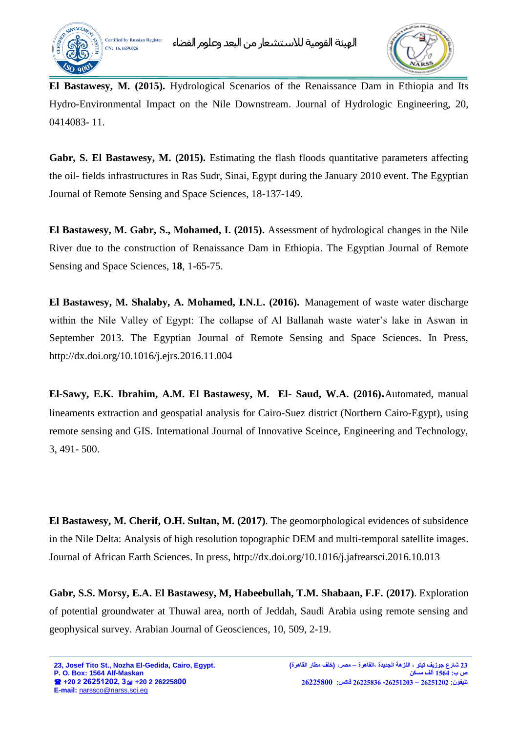**El Bastawesy, M. (2015).** Hydrological Scenarios of the Renaissance Dam in Ethiopia and Its Hydro-Environmental Impact on the Nile Downstream. Journal of Hydrologic Engineering, 20, 0414083- 11.

**Gabr, S. El Bastawesy, M. (2015).** Estimating the flash floods quantitative parameters affecting the oil- fields infrastructures in Ras Sudr, Sinai, Egypt during the January 2010 event. The Egyptian Journal of Remote Sensing and Space Sciences, 18-137-149.

**El Bastawesy, M. Gabr, S., Mohamed, I. (2015).** Assessment of hydrological changes in the Nile River due to the construction of Renaissance Dam in Ethiopia. The Egyptian Journal of Remote Sensing and Space Sciences, **18**, 1-65-75.

**El Bastawesy, M. Shalaby, A. Mohamed, I.N.L. (2016).** Management of waste water discharge within the Nile Valley of Egypt: The collapse of Al Ballanah waste water's lake in Aswan in September 2013. The Egyptian Journal of Remote Sensing and Space Sciences. In Press, http://dx.doi.org/10.1016/j.ejrs.2016.11.004

**El-Sawy, E.K. Ibrahim, A.M. El Bastawesy, M. El- Saud, W.A. (2016).**Automated, manual lineaments extraction and geospatial analysis for Cairo-Suez district (Northern Cairo-Egypt), using remote sensing and GIS. International Journal of Innovative Sceince, Engineering and Technology, 3, 491- 500.

**El Bastawesy, M. Cherif, O.H. Sultan, M. (2017)**. The geomorphological evidences of subsidence in the Nile Delta: Analysis of high resolution topographic DEM and multi-temporal satellite images. Journal of African Earth Sciences. In press, http://dx.doi.org/10.1016/j.jafrearsci.2016.10.013

**Gabr, S.S. Morsy, E.A. El Bastawesy, M, Habeebullah, T.M. Shabaan, F.F. (2017)**. Exploration of potential groundwater at Thuwal area, north of Jeddah, Saudi Arabia using remote sensing and geophysical survey. Arabian Journal of Geosciences, 10, 509, 2-19.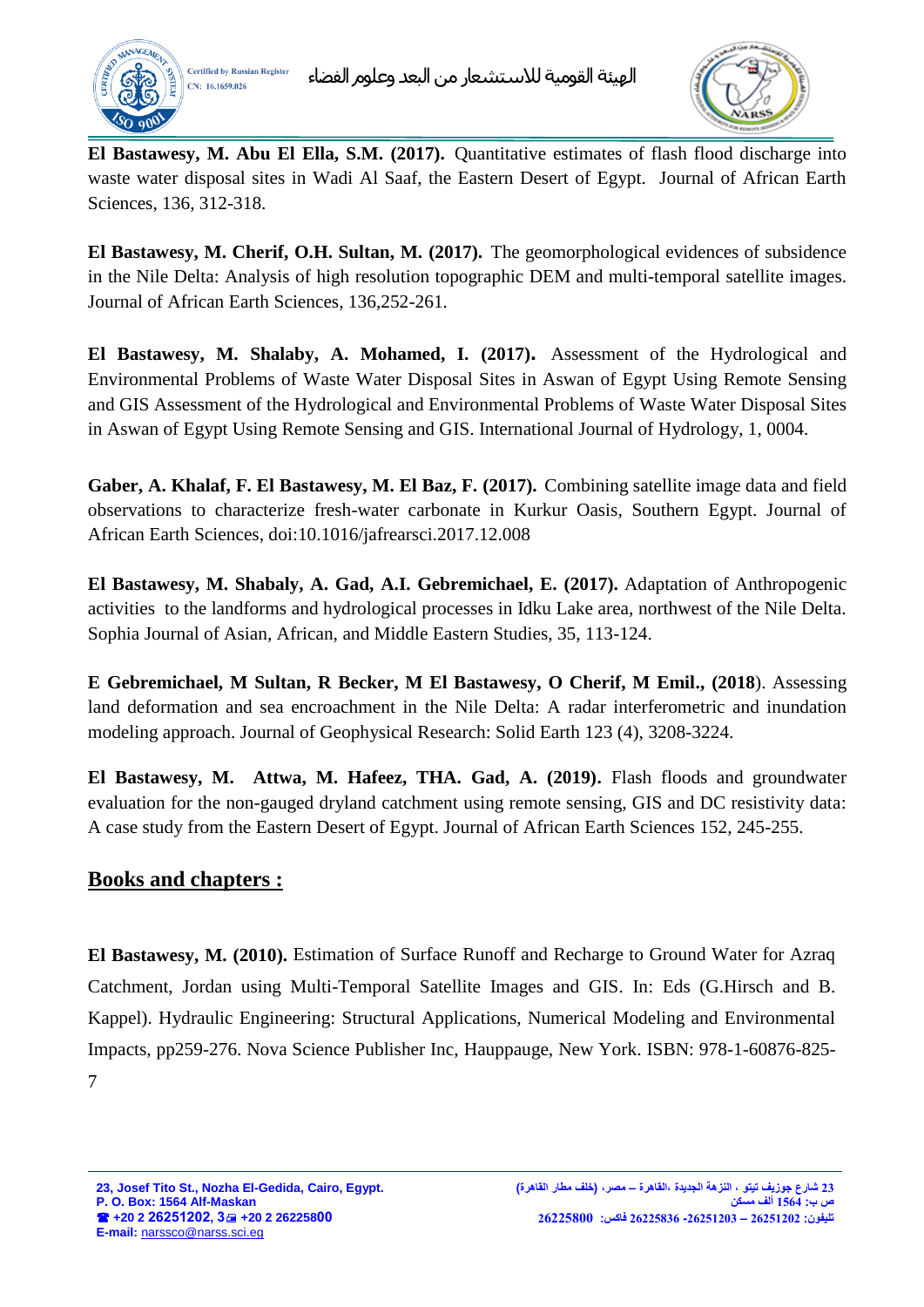**El Bastawesy, M. Abu El Ella, S.M. (2017).** Quantitative estimates of flash flood discharge into waste water disposal sites in Wadi Al Saaf, the Eastern Desert of Egypt. Journal of African Earth Sciences, 136, 312-318.

**El Bastawesy, M. Cherif, O.H. Sultan, M. (2017).** The geomorphological evidences of subsidence in the Nile Delta: Analysis of high resolution topographic DEM and multi-temporal satellite images. Journal of African Earth Sciences, 136,252-261.

**El Bastawesy, M. Shalaby, A. Mohamed, I. (2017).** Assessment of the Hydrological and Environmental Problems of Waste Water Disposal Sites in Aswan of Egypt Using Remote Sensing and GIS Assessment of the Hydrological and Environmental Problems of Waste Water Disposal Sites in Aswan of Egypt Using Remote Sensing and GIS. International Journal of Hydrology, 1, 0004.

**Gaber, A. Khalaf, F. El Bastawesy, M. El Baz, F. (2017).** Combining satellite image data and field observations to characterize fresh-water carbonate in Kurkur Oasis, Southern Egypt. Journal of African Earth Sciences, doi:10.1016/jafrearsci.2017.12.008

**El Bastawesy, M. Shabaly, A. Gad, A.I. Gebremichael, E. (2017).** Adaptation of Anthropogenic activities to the landforms and hydrological processes in Idku Lake area, northwest of the Nile Delta. Sophia Journal of Asian, African, and Middle Eastern Studies, 35, 113-124.

**E Gebremichael, M Sultan, R Becker, M El Bastawesy, O Cherif, M Emil., (2018**). Assessing land deformation and sea encroachment in the Nile Delta: A radar interferometric and inundation modeling approach. Journal of Geophysical Research: Solid Earth 123 (4), 3208-3224.

**El Bastawesy, M. Attwa, M. Hafeez, THA. Gad, A. (2019).** Flash floods and groundwater evaluation for the non-gauged dryland catchment using remote sensing, GIS and DC resistivity data: A case study from the Eastern Desert of Egypt. Journal of African Earth Sciences 152, 245-255.

## Books and chapters :

**El Bastawesy, M. (2010).** Estimation of Surface Runoff and Recharge to Ground Water for Azraq Catchment, Jordan using Multi-Temporal Satellite Images and GIS. In: Eds (G.Hirsch and B. Kappel). Hydraulic Engineering: Structural Applications, Numerical Modeling and Environmental Impacts, pp259-276. Nova Science Publisher Inc, Hauppauge, New York. ISBN: 978-1-60876-825-7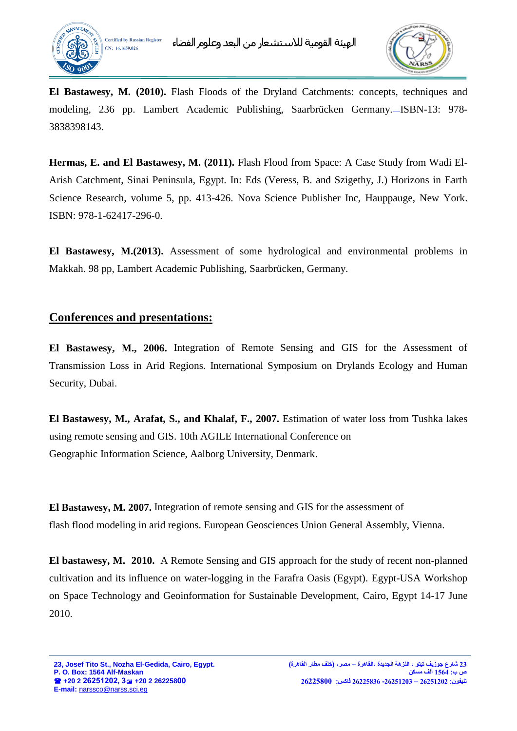**El Bastawesy, M. (2010).** Flash Floods of the Dryland Catchments: concepts, techniques and modeling, 236 pp. Lambert Academic Publishing, Saarbrücken Germany. ISBN-13: 978-3838398143.

**Hermas, E. and El Bastawesy, M. (2011).** Flash Flood from Space: A Case Study from Wadi El-Arish Catchment, Sinai Peninsula, Egypt. In: Eds (Veress, B. and Szigethy, J.) Horizons in Earth Science Research, volume 5, pp. 413-426. Nova Science Publisher Inc, Hauppauge, New York. ISBN: 978-1-62417-296-0.

**El Bastawesy, M.(2013).** Assessment of some hydrological and environmental problems in Makkah. 98 pp, Lambert Academic Publishing, Saarbrücken, Germany.

## Conferences and presentations:

**El Bastawesy, M., 2006.** Integration of Remote Sensing and GIS for the Assessment of Transmission Loss in Arid Regions. International Symposium on Drylands Ecology and Human Security, Dubai.

**El Bastawesy, M., Arafat, S., and Khalaf, F., 2007.** Estimation of water loss from Tushka lakes using remote sensing and GIS. 10th AGILE International Conference on Geographic Information Science, Aalborg University, Denmark.

**El Bastawesy, M. 2007.** Integration of remote sensing and GIS for the assessment of flash flood modeling in arid regions. European Geosciences Union General Assembly, Vienna.

**El bastawesy, M. 2010.** A Remote Sensing and GIS approach for the study of recent non-planned cultivation and its influence on water-logging in the Farafra Oasis (Egypt). Egypt-USA Workshop on Space Technology and Geoinformation for Sustainable Development, Cairo, Egypt 14-17 June 2010.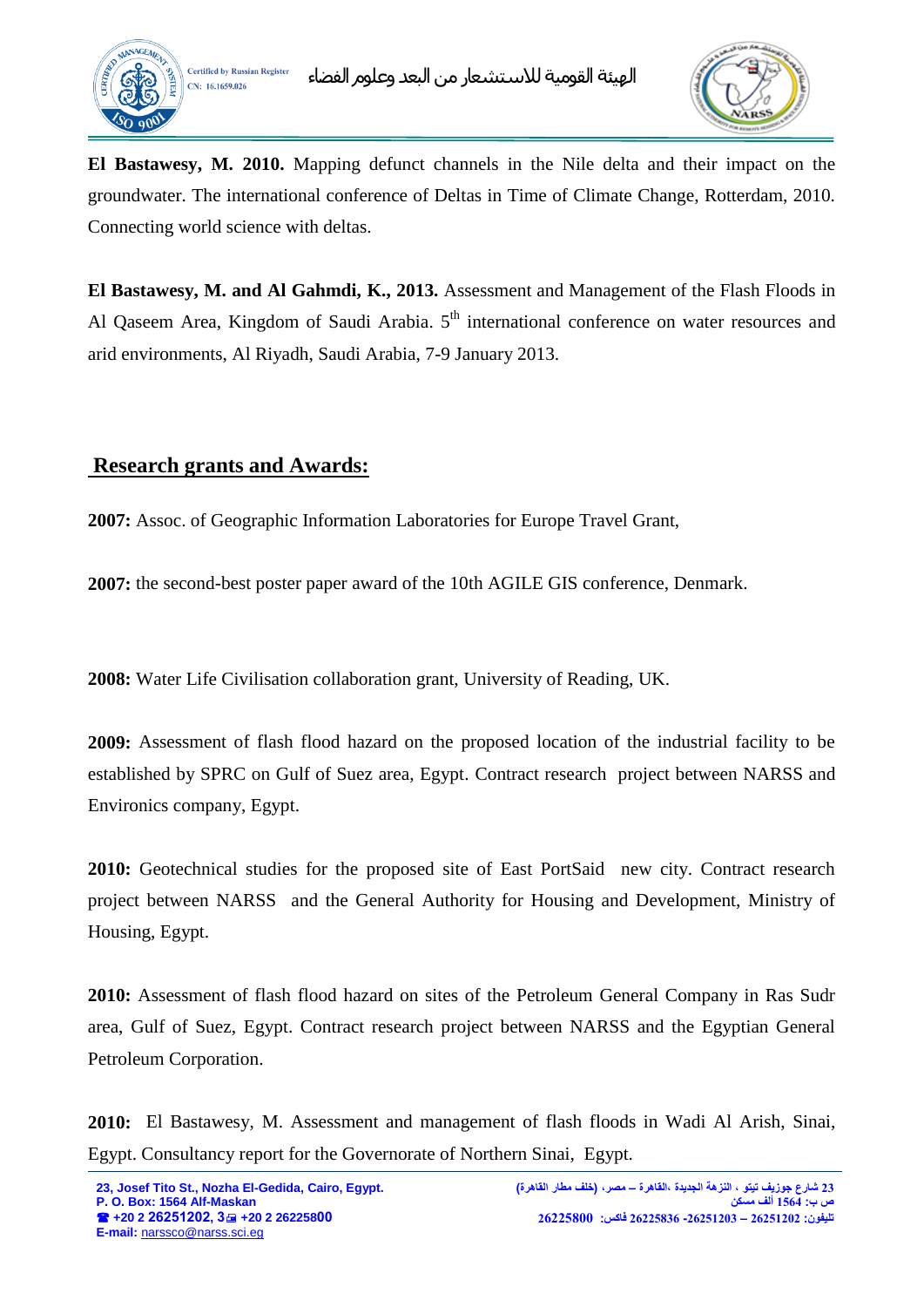**El Bastawesy, M. 2010.** Mapping defunct channels in the Nile delta and their impact on the groundwater. The international conference of Deltas in Time of Climate Change, Rotterdam, 2010. Connecting world science with deltas.

**El Bastawesy, M. and Al Gahmdi, K., 2013.** Assessment and Management of the Flash Floods in Al Qaseem Area, Kingdom of Saudi Arabia. 5th international conference on water resources and arid environments, Al Riyadh, Saudi Arabia, 7-9 January 2013.

## Research grants and Awards:

**2007:** Assoc. of Geographic Information Laboratories for Europe Travel Grant,

**2007:** the second-best poster paper award of the 10th AGILE GIS conference, Denmark.

**2008:** Water Life Civilisation collaboration grant, University of Reading, UK.

**2009:** Assessment of flash flood hazard on the proposed location of the industrial facility to be established by SPRC on Gulf of Suez area, Egypt. Contract research project between NARSS and Environics company, Egypt.

**2010:** Geotechnical studies for the proposed site of East PortSaid new city. Contract research project between NARSS and the General Authority for Housing and Development, Ministry of Housing, Egypt.

**2010:** Assessment of flash flood hazard on sites of the Petroleum General Company in Ras Sudr area, Gulf of Suez, Egypt. Contract research project between NARSS and the Egyptian General Petroleum Corporation.

**2010:** El Bastawesy, M. Assessment and management of flash floods in Wadi Al Arish, Sinai, Egypt. Consultancy report for the Governorate of Northern Sinai, Egypt.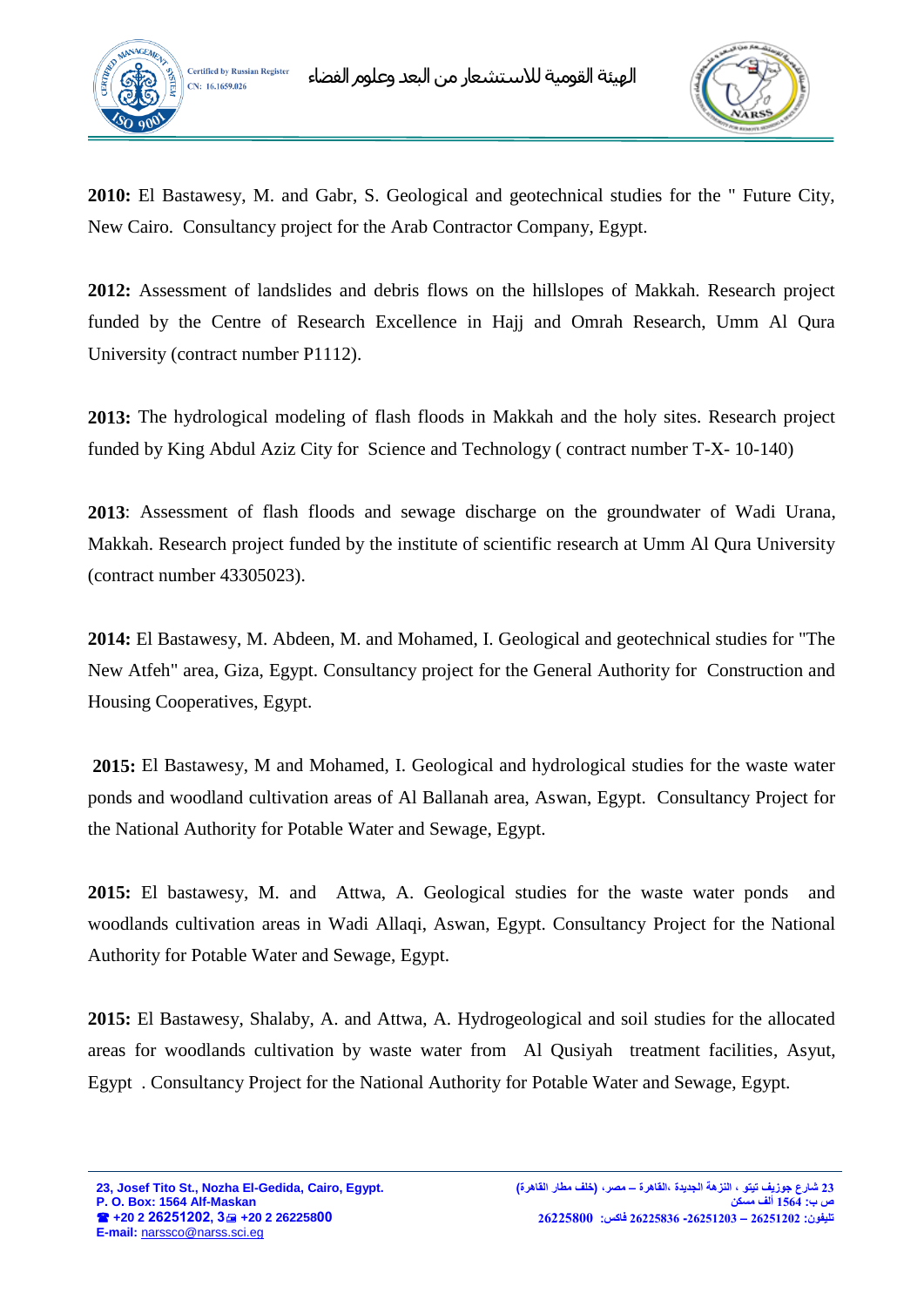**2010:** El Bastawesy, M. and Gabr, S. Geological and geotechnical studies for the " Future City, New Cairo. Consultancy project for the Arab Contractor Company, Egypt.

**2012:** Assessment of landslides and debris flows on the hillslopes of Makkah. Research project funded by the Centre of Research Excellence in Hajj and Omrah Research, Umm Al Qura University (contract number P1112).

**2013:** The hydrological modeling of flash floods in Makkah and the holy sites. Research project funded by King Abdul Aziz City for Science and Technology ( contract number T-X- 10-140)

**2013**: Assessment of flash floods and sewage discharge on the groundwater of Wadi Urana, Makkah. Research project funded by the institute of scientific research at Umm Al Qura University (contract number 43305023).

**2014:** El Bastawesy, M. Abdeen, M. and Mohamed, I. Geological and geotechnical studies for "The New Atfeh" area, Giza, Egypt. Consultancy project for the General Authority for Construction and Housing Cooperatives, Egypt.

**2015:** El Bastawesy, M and Mohamed, I. Geological and hydrological studies for the waste water ponds and woodland cultivation areas of Al Ballanah area, Aswan, Egypt. Consultancy Project for the National Authority for Potable Water and Sewage, Egypt.

**2015:** El bastawesy, M. and Attwa, A. Geological studies for the waste water ponds and woodlands cultivation areas in Wadi Allaqi, Aswan, Egypt. Consultancy Project for the National Authority for Potable Water and Sewage, Egypt.

**2015:** El Bastawesy, Shalaby, A. and Attwa, A. Hydrogeological and soil studies for the allocated areas for woodlands cultivation by waste water from Al Qusiyah treatment facilities, Asyut, Egypt . Consultancy Project for the National Authority for Potable Water and Sewage, Egypt.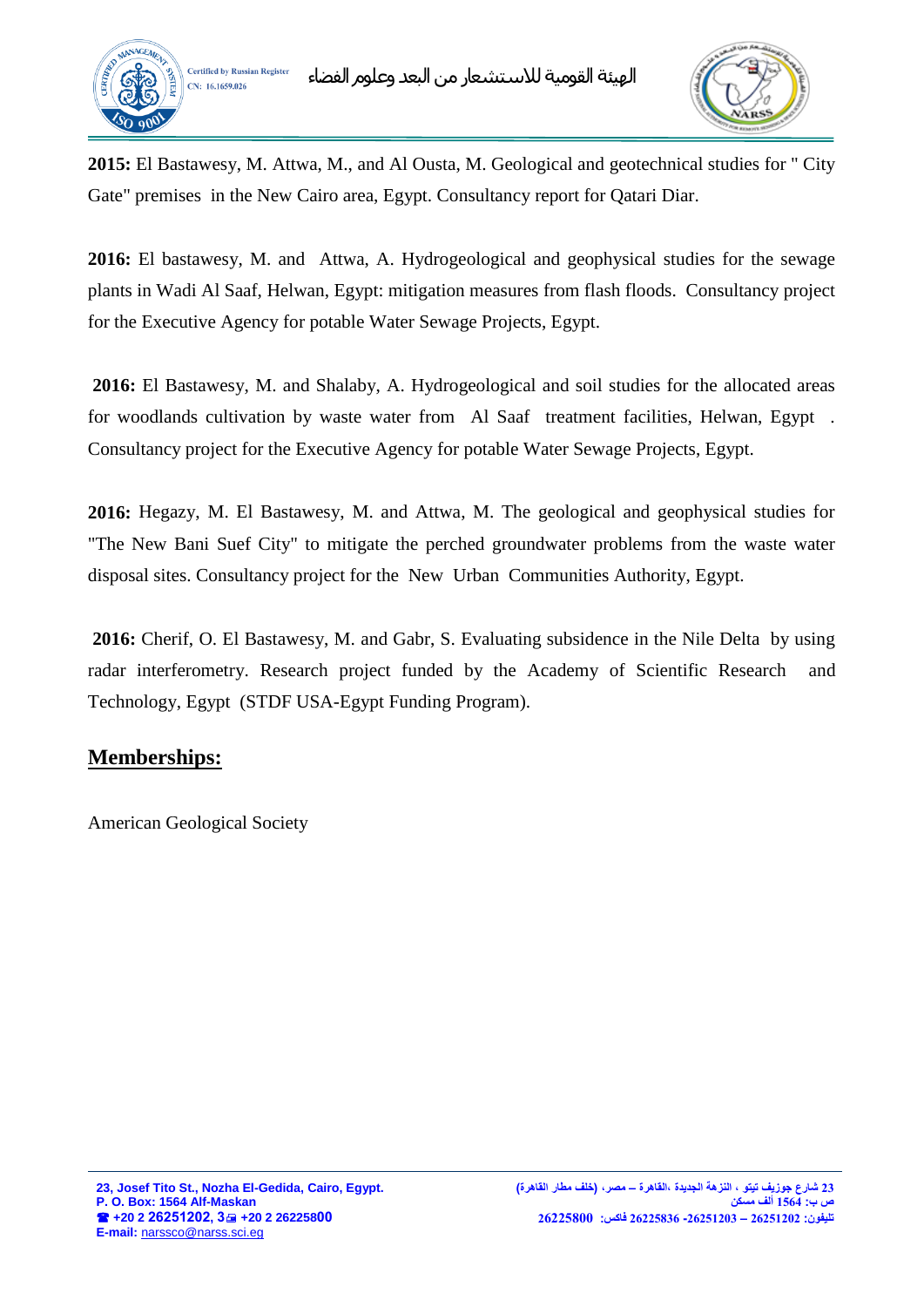**2015:** El Bastawesy, M. Attwa, M., and Al Ousta, M. Geological and geotechnical studies for " City Gate" premises in the New Cairo area, Egypt. Consultancy report for Qatari Diar.

**2016:** El bastawesy, M. and Attwa, A. Hydrogeological and geophysical studies for the sewage plants in Wadi Al Saaf, Helwan, Egypt: mitigation measures from flash floods. Consultancy project for the Executive Agency for potable Water Sewage Projects, Egypt.

**2016:** El Bastawesy, M. and Shalaby, A. Hydrogeological and soil studies for the allocated areas for woodlands cultivation by waste water from Al Saaf treatment facilities, Helwan, Egypt . Consultancy project for the Executive Agency for potable Water Sewage Projects, Egypt.

**2016:** Hegazy, M. El Bastawesy, M. and Attwa, M. The geological and geophysical studies for "The New Bani Suef City" to mitigate the perched groundwater problems from the waste water disposal sites. Consultancy project for the New Urban Communities Authority, Egypt.

**2016:** Cherif, O. El Bastawesy, M. and Gabr, S. Evaluating subsidence in the Nile Delta by using radar interferometry. Research project funded by the Academy of Scientific Research and Technology, Egypt (STDF USA-Egypt Funding Program).

## Memberships:

American Geological Society